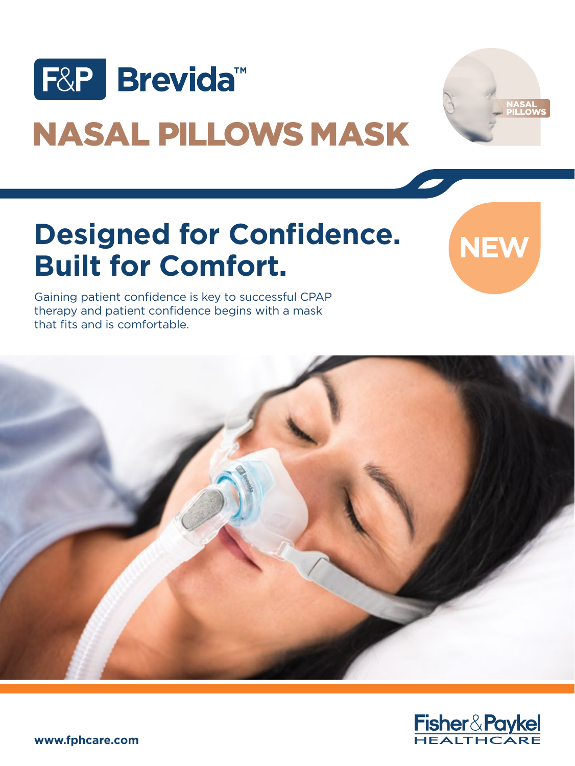# F&P Brevida™

# NASAL PILLOWS MASK

NASAL PILLOWS

NEW

## Designed for Confidence. Built for Comfort.

Gaining patient confidence is key to successful CPAP therapy and patient confidence begins with a mask that fits and is comfortable.

Fisher & Paykel HEALTHCARE

www.fphcare.com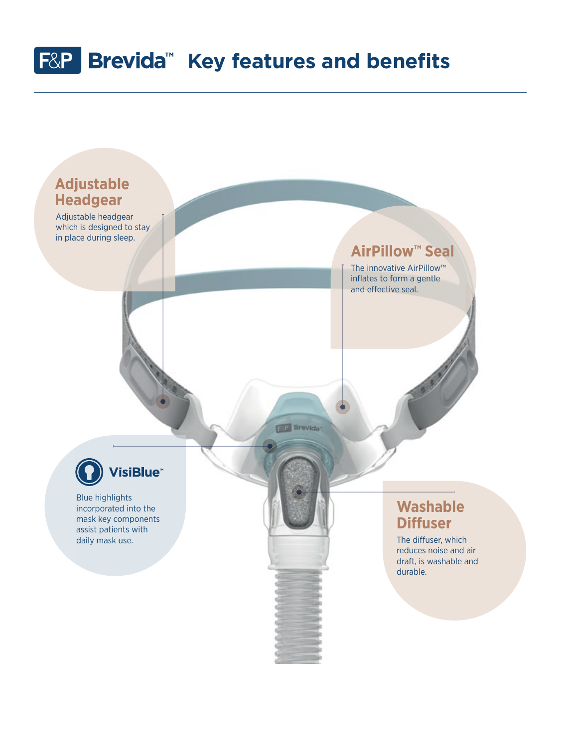# F&P Brevida™ Key features and benefits

## Adjustable Headgear

Adjustable headgear which is designed to stay in place during sleep.

## AirPillow™ Seal

The innovative AirPillow™ inflates to form a gentle and effective seal.

## VisiBlue™

Blue highlights incorporated into the mask key components assist patients with daily mask use.

## Washable Diffuser

The diffuser, which reduces noise and air draft, is washable and durable.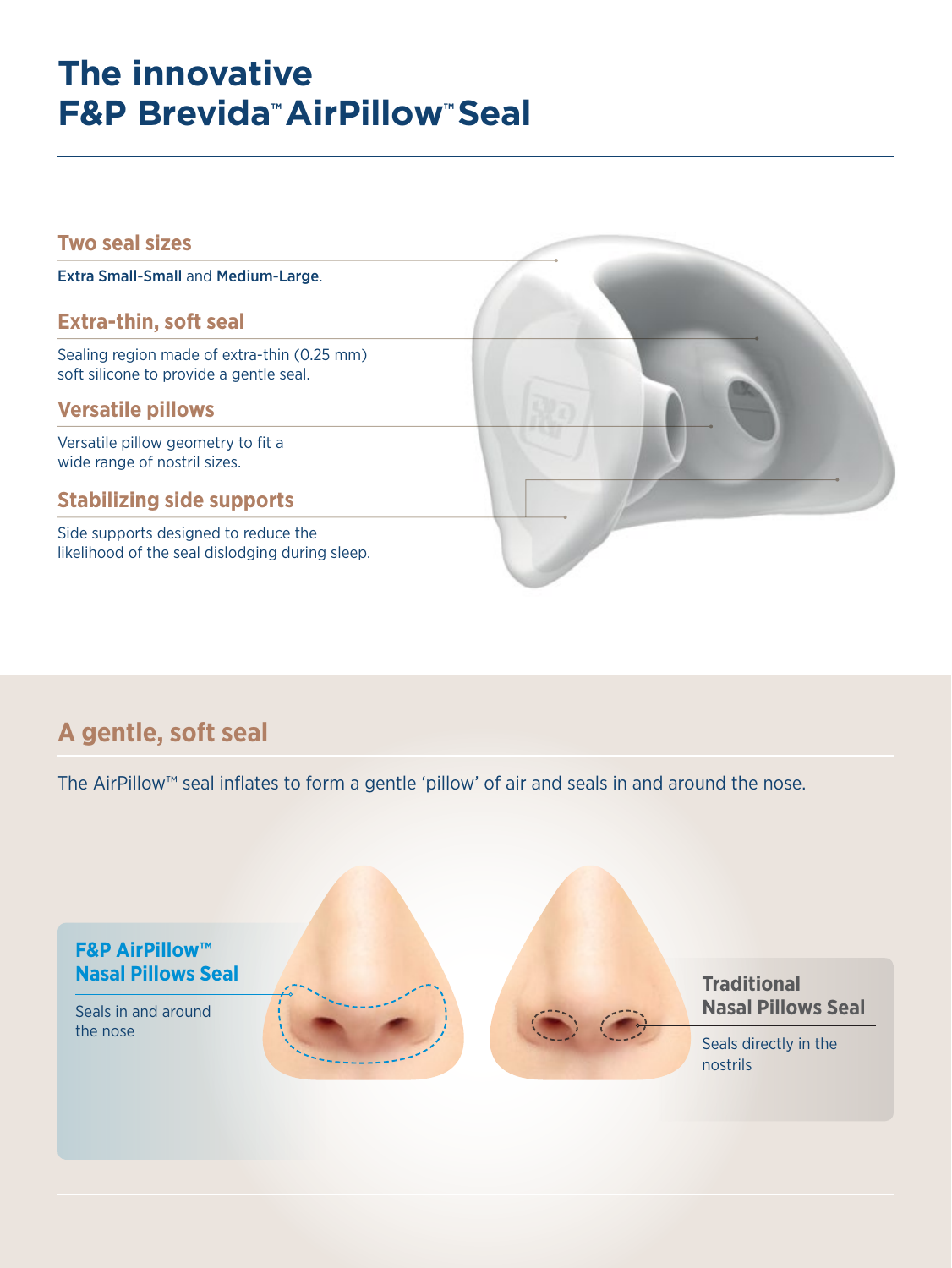# The innovative F&P Brevida™ AirPillow™ Seal

### Two seal sizes

**Extra Small-Small** and **Medium-Large**.

### Extra-thin, soft seal

Sealing region made of extra-thin (0.25 mm) soft silicone to provide a gentle seal.

### Versatile pillows

Versatile pillow geometry to fit a wide range of nostril sizes.

### Stabilizing side supports

Side supports designed to reduce the likelihood of the seal dislodging during sleep.

## A gentle, soft seal

The AirPillow™ seal inflates to form a gentle 'pillow' of air and seals in and around the nose.

**F&P AirPillow™ Nasal Pillows Seal**

Seals in and around the nose

**Traditional Nasal Pillows Seal**

Seals directly in the nostrils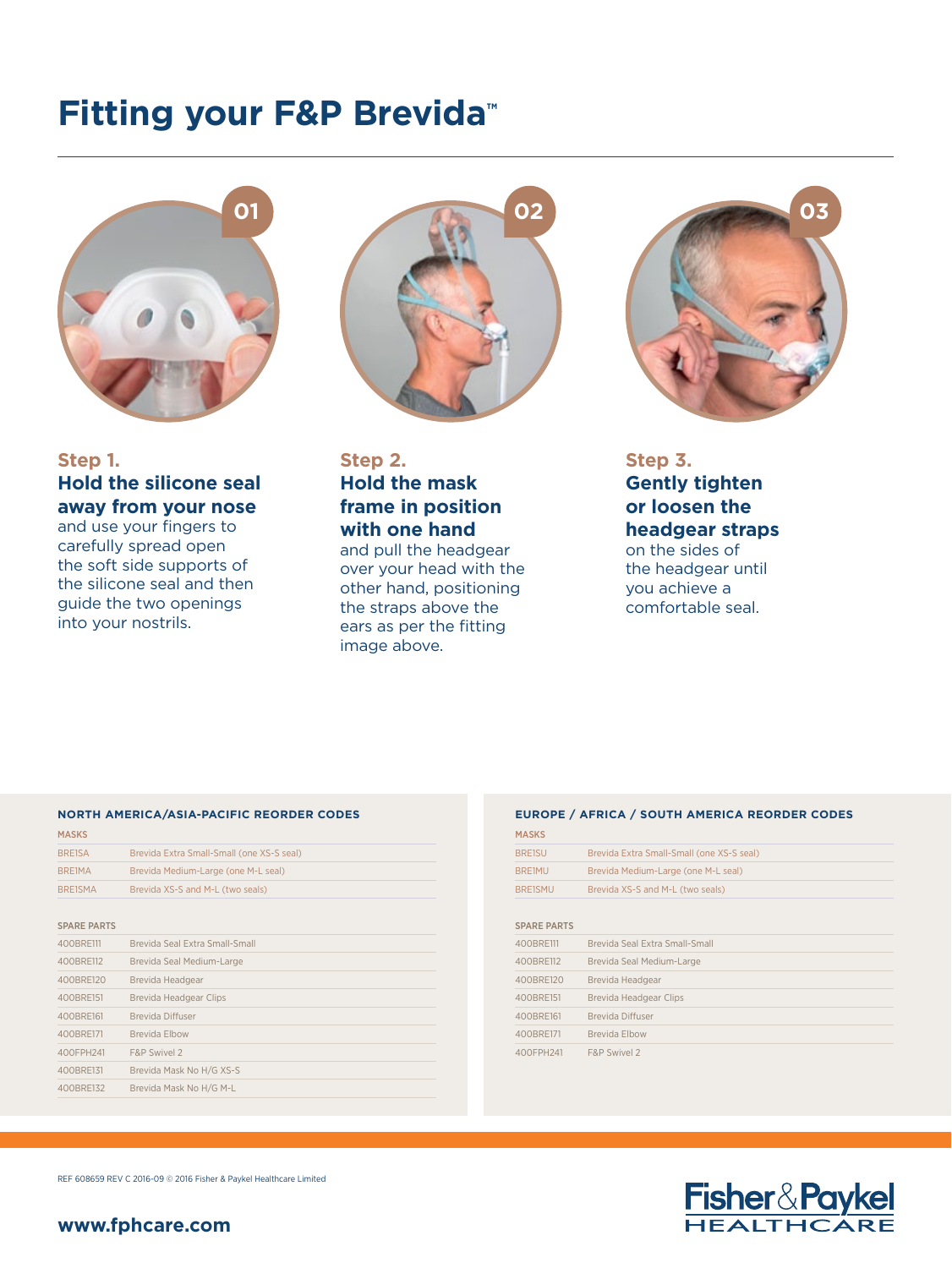# Fitting your F&P Brevida™

### Step 1.
**Hold the silicone seal away from your nose** and use your fingers to carefully spread open the soft side supports of the silicone seal and then guide the two openings into your nostrils.

### Step 2.
**Hold the mask frame in position with one hand** and pull the headgear over your head with the other hand, positioning the straps above the ears as per the fitting image above.

### Step 3.
**Gently tighten or loosen the headgear straps** on the sides of the headgear until you achieve a comfortable seal.

#### NORTH AMERICA/ASIA-PACIFIC REORDER CODES

**MASKS**

| | |
|---|---|
| BRE1SA | Brevida Extra Small-Small (one XS-S seal) |
| BRE1MA | Brevida Medium-Large (one M-L seal) |
| BRE1SMA | Brevida XS-S and M-L (two seals) |

**SPARE PARTS**

| | |
|---|---|
| 400BRE111 | Brevida Seal Extra Small-Small |
| 400BRE112 | Brevida Seal Medium-Large |
| 400BRE120 | Brevida Headgear |
| 400BRE151 | Brevida Headgear Clips |
| 400BRE161 | Brevida Diffuser |
| 400BRE171 | Brevida Elbow |
| 400FPH241 | F&P Swivel 2 |
| 400BRE131 | Brevida Mask No H/G XS-S |
| 400BRE132 | Brevida Mask No H/G M-L |

#### EUROPE / AFRICA / SOUTH AMERICA REORDER CODES

**MASKS**

| | |
|---|---|
| BRE1SU | Brevida Extra Small-Small (one XS-S seal) |
| BRE1MU | Brevida Medium-Large (one M-L seal) |
| BRE1SMU | Brevida XS-S and M-L (two seals) |

**SPARE PARTS**

| | |
|---|---|
| 400BRE111 | Brevida Seal Extra Small-Small |
| 400BRE112 | Brevida Seal Medium-Large |
| 400BRE120 | Brevida Headgear |
| 400BRE151 | Brevida Headgear Clips |
| 400BRE161 | Brevida Diffuser |
| 400BRE171 | Brevida Elbow |
| 400FPH241 | F&P Swivel 2 |

REF 608659 REV C 2016-09 © 2016 Fisher & Paykel Healthcare Limited

**www.fphcare.com**

Fisher & Paykel HEALTHCARE